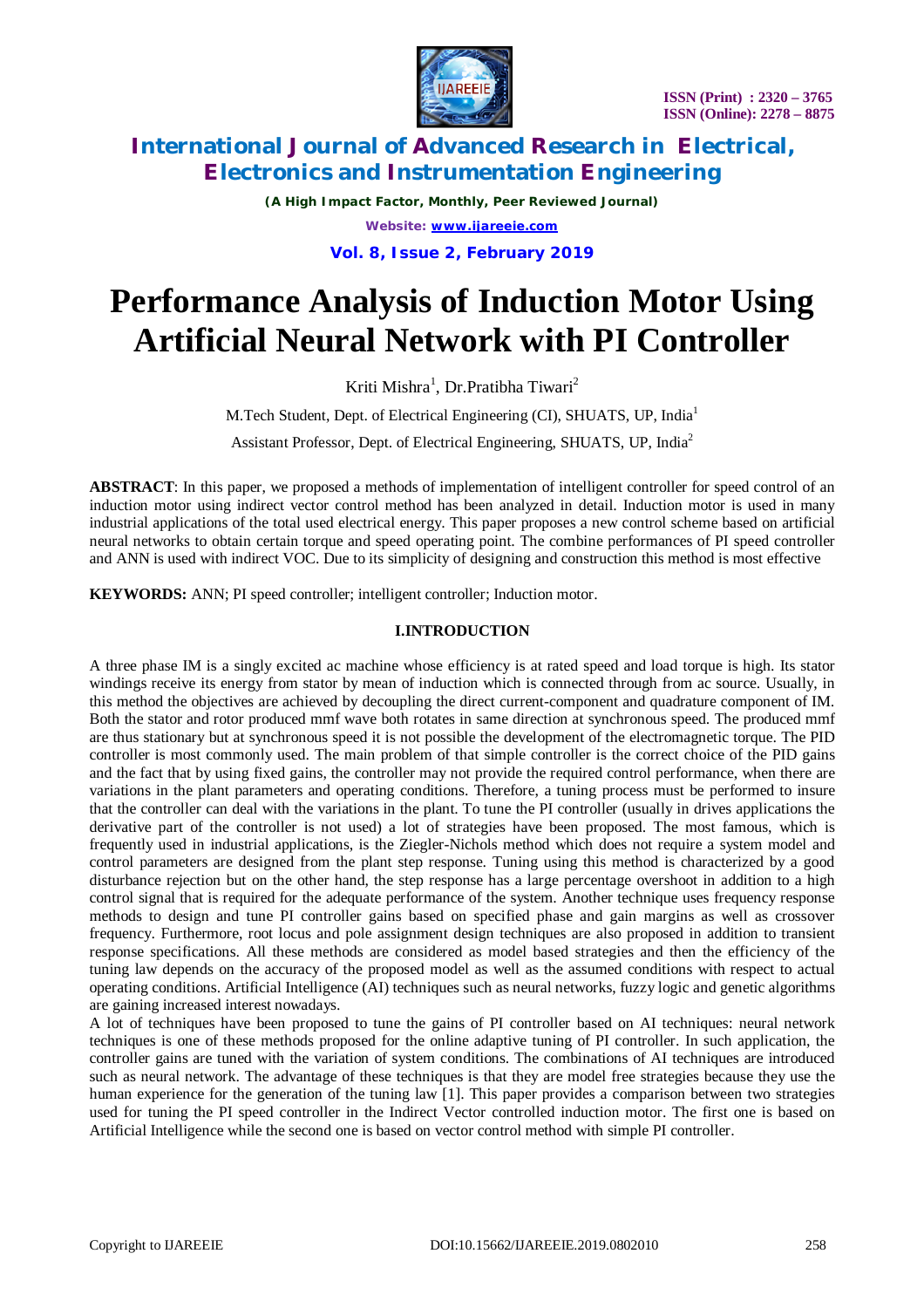# Performance Analysis of Induction Motor Using Artificial Neural Network with PI Controller

Kriti Mishra[1], Dr.Pratibha Tiwari[2]

M.Tech Student, Dept. of Electrical Engineering (CI), SHUATS, UP, India[1]

Assistant Professor, Dept. of Electrical Engineering, SHUATS, UP, India[2]

**ABSTRACT**: In this paper, we proposed a methods of implementation of intelligent controller for speed control of an induction motor using indirect vector control method has been analyzed in detail. Induction motor is used in many industrial applications of the total used electrical energy. This paper proposes a new control scheme based on artificial neural networks to obtain certain torque and speed operating point. The combine performances of PI speed controller and ANN is used with indirect VOC. Due to its simplicity of designing and construction this method is most effective

**KEYWORDS:** ANN; PI speed controller; intelligent controller; Induction motor.

## I.INTRODUCTION

A three phase IM is a singly excited ac machine whose efficiency is at rated speed and load torque is high. Its stator windings receive its energy from stator by mean of induction which is connected through from ac source. Usually, in this method the objectives are achieved by decoupling the direct current-component and quadrature component of IM. Both the stator and rotor produced mmf wave both rotates in same direction at synchronous speed. The produced mmf are thus stationary but at synchronous speed it is not possible the development of the electromagnetic torque. The PID controller is most commonly used. The main problem of that simple controller is the correct choice of the PID gains and the fact that by using fixed gains, the controller may not provide the required control performance, when there are variations in the plant parameters and operating conditions. Therefore, a tuning process must be performed to insure that the controller can deal with the variations in the plant. To tune the PI controller (usually in drives applications the derivative part of the controller is not used) a lot of strategies have been proposed. The most famous, which is frequently used in industrial applications, is the Ziegler-Nichols method which does not require a system model and control parameters are designed from the plant step response. Tuning using this method is characterized by a good disturbance rejection but on the other hand, the step response has a large percentage overshoot in addition to a high control signal that is required for the adequate performance of the system. Another technique uses frequency response methods to design and tune PI controller gains based on specified phase and gain margins as well as crossover frequency. Furthermore, root locus and pole assignment design techniques are also proposed in addition to transient response specifications. All these methods are considered as model based strategies and then the efficiency of the tuning law depends on the accuracy of the proposed model as well as the assumed conditions with respect to actual operating conditions. Artificial Intelligence (AI) techniques such as neural networks, fuzzy logic and genetic algorithms are gaining increased interest nowadays.

A lot of techniques have been proposed to tune the gains of PI controller based on AI techniques: neural network techniques is one of these methods proposed for the online adaptive tuning of PI controller. In such application, the controller gains are tuned with the variation of system conditions. The combinations of AI techniques are introduced such as neural network. The advantage of these techniques is that they are model free strategies because they use the human experience for the generation of the tuning law [1]. This paper provides a comparison between two strategies used for tuning the PI speed controller in the Indirect Vector controlled induction motor. The first one is based on Artificial Intelligence while the second one is based on vector control method with simple PI controller.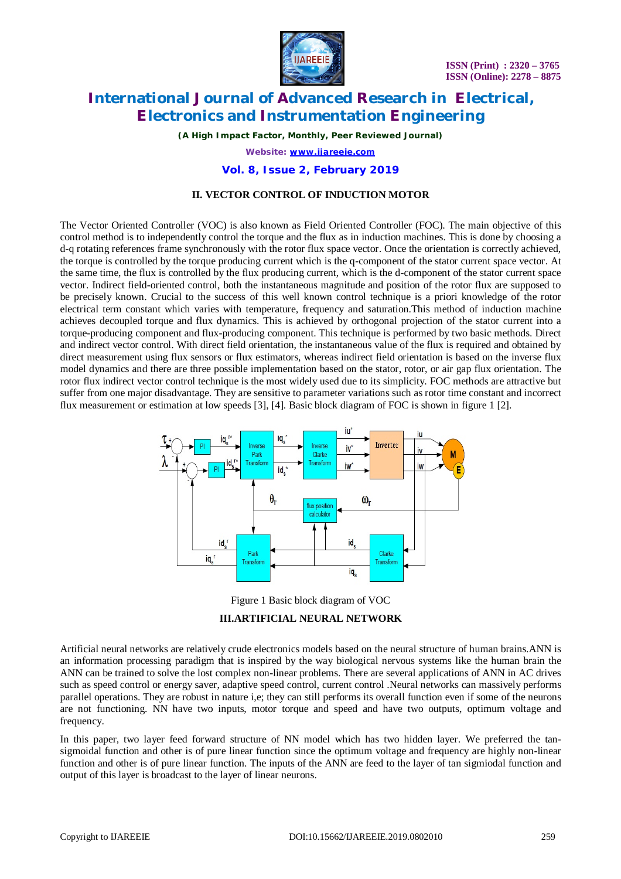## II. VECTOR CONTROL OF INDUCTION MOTOR

The Vector Oriented Controller (VOC) is also known as Field Oriented Controller (FOC). The main objective of this control method is to independently control the torque and the flux as in induction machines. This is done by choosing a d-q rotating references frame synchronously with the rotor flux space vector. Once the orientation is correctly achieved, the torque is controlled by the torque producing current which is the q-component of the stator current space vector. At the same time, the flux is controlled by the flux producing current, which is the d-component of the stator current space vector. Indirect field-oriented control, both the instantaneous magnitude and position of the rotor flux are supposed to be precisely known. Crucial to the success of this well known control technique is a priori knowledge of the rotor electrical term constant which varies with temperature, frequency and saturation.This method of induction machine achieves decoupled torque and flux dynamics. This is achieved by orthogonal projection of the stator current into a torque-producing component and flux-producing component. This technique is performed by two basic methods. Direct and indirect vector control. With direct field orientation, the instantaneous value of the flux is required and obtained by direct measurement using flux sensors or flux estimators, whereas indirect field orientation is based on the inverse flux model dynamics and there are three possible implementation based on the stator, rotor, or air gap flux orientation. The rotor flux indirect vector control technique is the most widely used due to its simplicity. FOC methods are attractive but suffer from one major disadvantage. They are sensitive to parameter variations such as rotor time constant and incorrect flux measurement or estimation at low speeds [3], [4]. Basic block diagram of FOC is shown in figure 1 [2].

Figure 1 Basic block diagram of VOC

## III.ARTIFICIAL NEURAL NETWORK

Artificial neural networks are relatively crude electronics models based on the neural structure of human brains.ANN is an information processing paradigm that is inspired by the way biological nervous systems like the human brain the ANN can be trained to solve the lost complex non-linear problems. There are several applications of ANN in AC drives such as speed control or energy saver, adaptive speed control, current control .Neural networks can massively performs parallel operations. They are robust in nature i,e; they can still performs its overall function even if some of the neurons are not functioning. NN have two inputs, motor torque and speed and have two outputs, optimum voltage and frequency.

In this paper, two layer feed forward structure of NN model which has two hidden layer. We preferred the tan-sigmoidal function and other is of pure linear function since the optimum voltage and frequency are highly non-linear function and other is of pure linear function. The inputs of the ANN are feed to the layer of tan sigmiodal function and output of this layer is broadcast to the layer of linear neurons.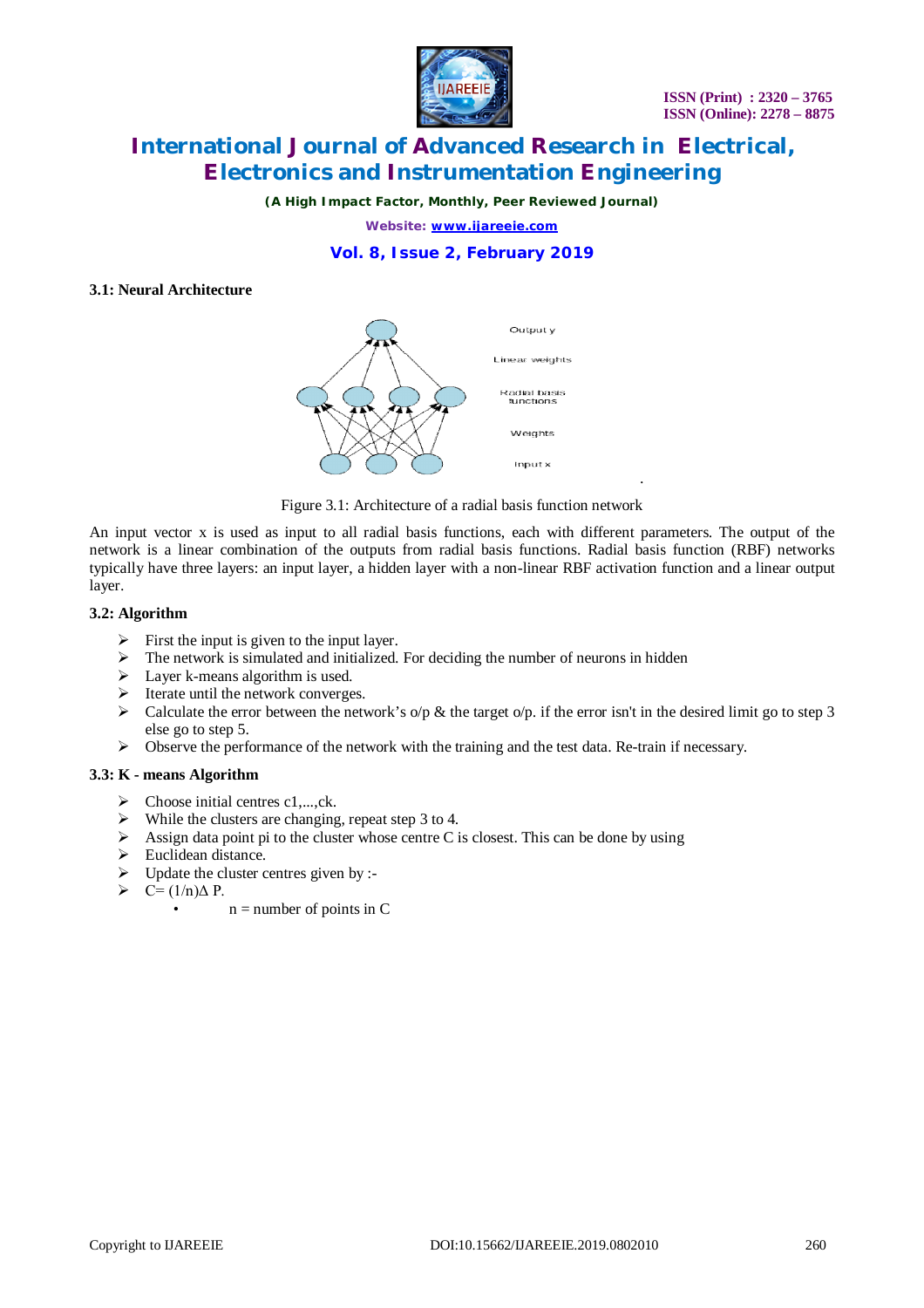### 3.1: Neural Architecture

Figure 3.1: Architecture of a radial basis function network

An input vector x is used as input to all radial basis functions, each with different parameters. The output of the network is a linear combination of the outputs from radial basis functions. Radial basis function (RBF) networks typically have three layers: an input layer, a hidden layer with a non-linear RBF activation function and a linear output layer.

### 3.2: Algorithm

- First the input is given to the input layer.
- The network is simulated and initialized. For deciding the number of neurons in hidden
- Layer k-means algorithm is used.
- Iterate until the network converges.
- Calculate the error between the network's o/p & the target o/p. if the error isn't in the desired limit go to step 3 else go to step 5.
- Observe the performance of the network with the training and the test data. Re-train if necessary.

### 3.3: K - means Algorithm

- Choose initial centres c1,...,ck.
- While the clusters are changing, repeat step 3 to 4.
- Assign data point pi to the cluster whose centre C is closest. This can be done by using
- Euclidean distance.
- Update the cluster centres given by :-
- $C = (1/n)\Delta P$.
    - n = number of points in C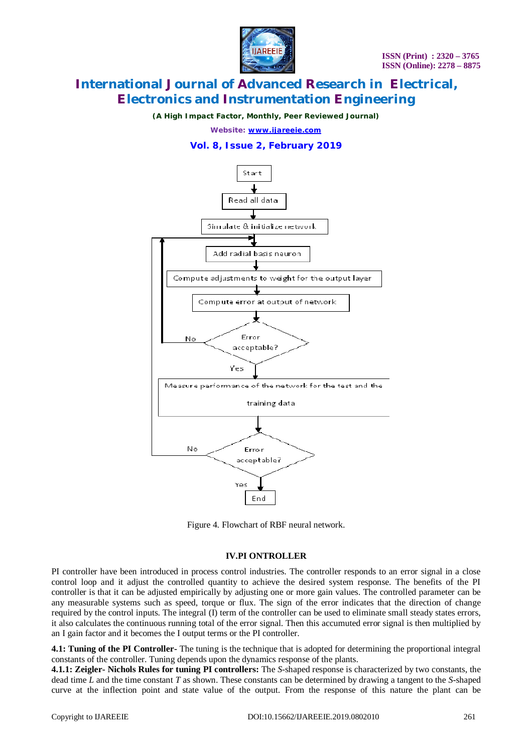Figure 4. Flowchart of RBF neural network.

## IV.PI ONTROLLER

PI controller have been introduced in process control industries. The controller responds to an error signal in a close control loop and it adjust the controlled quantity to achieve the desired system response. The benefits of the PI controller is that it can be adjusted empirically by adjusting one or more gain values. The controlled parameter can be any measurable systems such as speed, torque or flux. The sign of the error indicates that the direction of change required by the control inputs. The integral (I) term of the controller can be used to eliminate small steady states errors, it also calculates the continuous running total of the error signal. Then this accumuted error signal is then multiplied by an I gain factor and it becomes the I output terms or the PI controller.

**4.1: Tuning of the PI Controller-** The tuning is the technique that is adopted for determining the proportional integral constants of the controller. Tuning depends upon the dynamics response of the plants.

**4.1.1: Zeigler- Nichols Rules for tuning PI controllers:** The *S*-shaped response is characterized by two constants, the dead time *L* and the time constant *T* as shown. These constants can be determined by drawing a tangent to the *S*-shaped curve at the inflection point and state value of the output. From the response of this nature the plant can be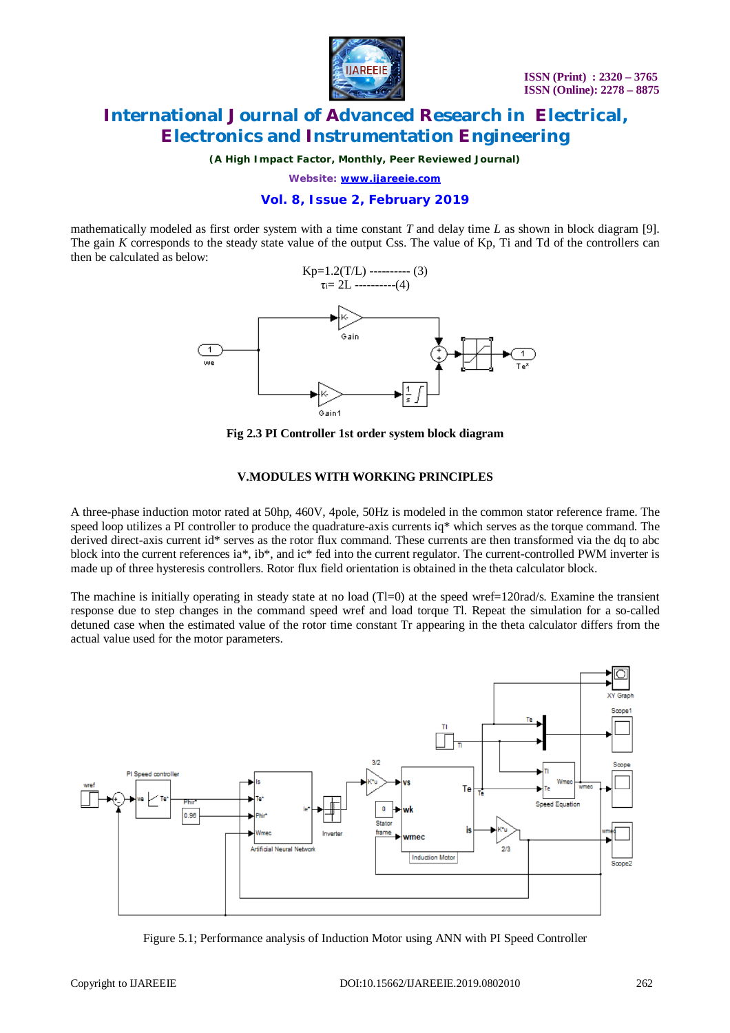mathematically modeled as first order system with a time constant *T* and delay time *L* as shown in block diagram [9]. The gain *K* corresponds to the steady state value of the output Css. The value of Kp, Ti and Td of the controllers can then be calculated as below:

$$K_p = 1.2(T/L) \text{ ---------- (3)}$$

$$\tau_i = 2L \text{ ----------(4)}$$

**Fig 2.3 PI Controller 1st order system block diagram**

## V.MODULES WITH WORKING PRINCIPLES

A three-phase induction motor rated at 50hp, 460V, 4pole, 50Hz is modeled in the common stator reference frame. The speed loop utilizes a PI controller to produce the quadrature-axis currents iq* which serves as the torque command. The derived direct-axis current id* serves as the rotor flux command. These currents are then transformed via the dq to abc block into the current references ia*, ib*, and ic* fed into the current regulator. The current-controlled PWM inverter is made up of three hysteresis controllers. Rotor flux field orientation is obtained in the theta calculator block.

The machine is initially operating in steady state at no load (Tl=0) at the speed wref=120rad/s. Examine the transient response due to step changes in the command speed wref and load torque Tl. Repeat the simulation for a so-called detuned case when the estimated value of the rotor time constant Tr appearing in the theta calculator differs from the actual value used for the motor parameters.

Figure 5.1; Performance analysis of Induction Motor using ANN with PI Speed Controller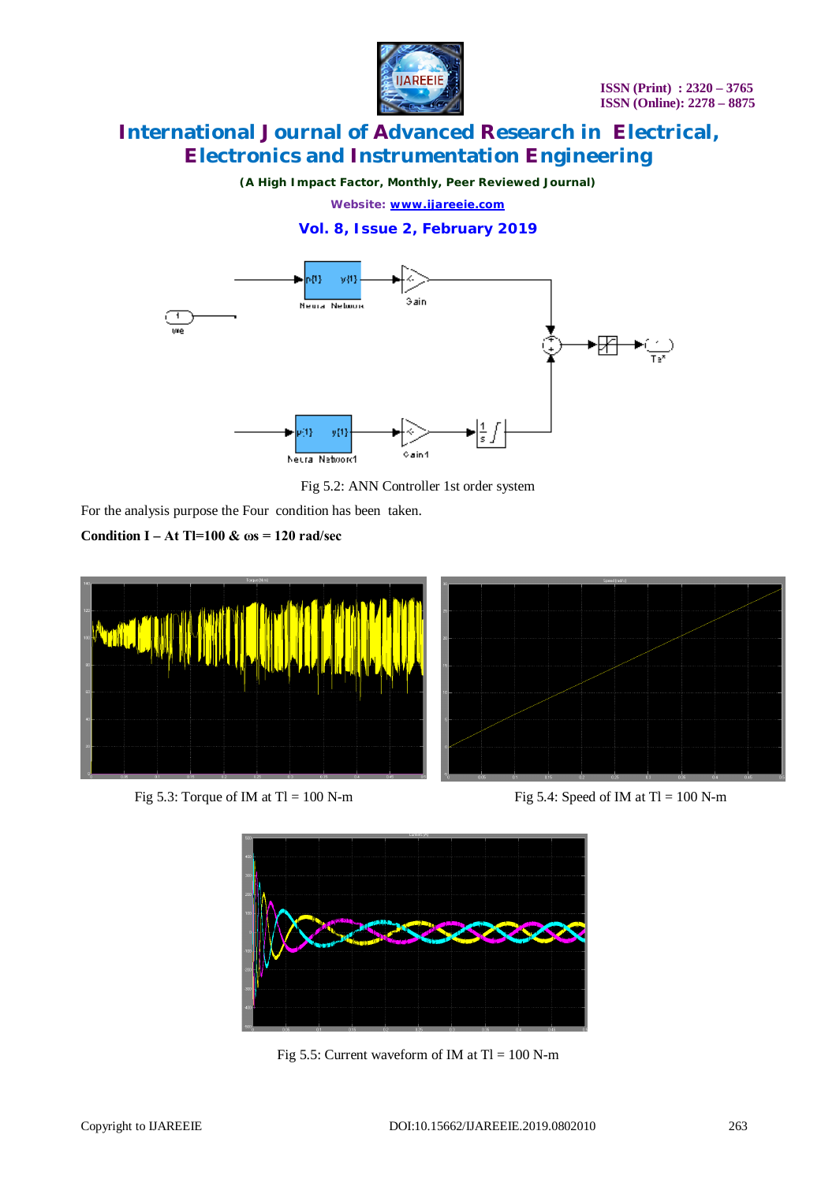Fig 5.2: ANN Controller 1st order system

For the analysis purpose the Four condition has been taken.

**Condition I – At Tl=100 & ωs = 120 rad/sec**

Fig 5.3: Torque of IM at Tl = 100 N-m

Fig 5.4: Speed of IM at Tl = 100 N-m

Fig 5.5: Current waveform of IM at Tl = 100 N-m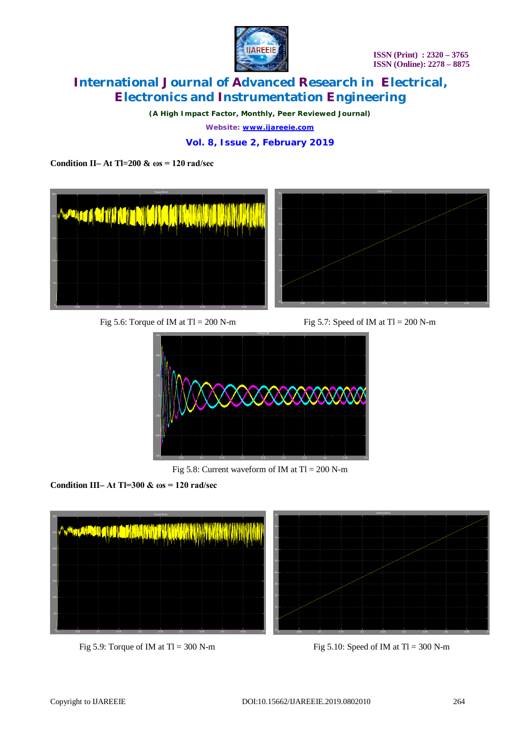**Condition II– At Tl=200 & ωs = 120 rad/sec**

Fig 5.6: Torque of IM at Tl = 200 N-m

Fig 5.7: Speed of IM at Tl = 200 N-m

Fig 5.8: Current waveform of IM at Tl = 200 N-m

**Condition III– At Tl=300 & ωs = 120 rad/sec**

Fig 5.9: Torque of IM at Tl = 300 N-m

Fig 5.10: Speed of IM at Tl = 300 N-m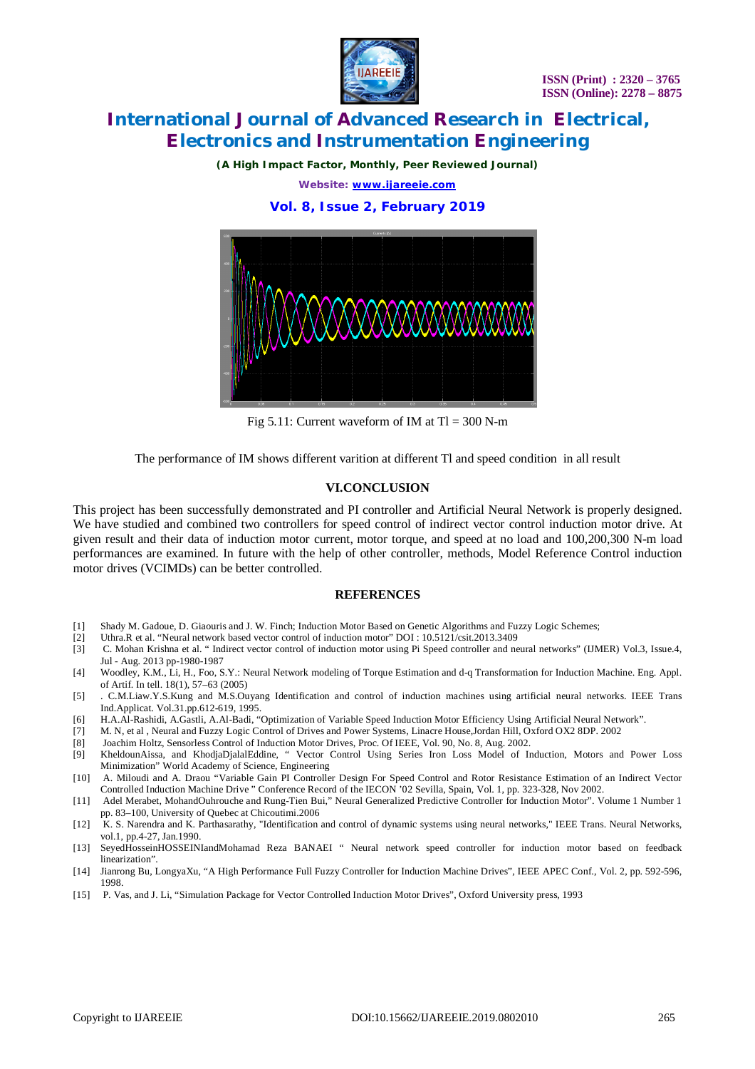Currents (A)

Fig 5.11: Current waveform of IM at Tl = 300 N-m

The performance of IM shows different varition at different Tl and speed condition in all result

## VI.CONCLUSION

This project has been successfully demonstrated and PI controller and Artificial Neural Network is properly designed. We have studied and combined two controllers for speed control of indirect vector control induction motor drive. At given result and their data of induction motor current, motor torque, and speed at no load and 100,200,300 N-m load performances are examined. In future with the help of other controller, methods, Model Reference Control induction motor drives (VCIMDs) can be better controlled.

## REFERENCES

[1] Shady M. Gadoue, D. Giaouris and J. W. Finch; Induction Motor Based on Genetic Algorithms and Fuzzy Logic Schemes;

[2] Uthra.R et al. "Neural network based vector control of induction motor" DOI : 10.5121/csit.2013.3409

[3] C. Mohan Krishna et al. " Indirect vector control of induction motor using Pi Speed controller and neural networks" (IJMER) Vol.3, Issue.4, Jul - Aug. 2013 pp-1980-1987

[4] Woodley, K.M., Li, H., Foo, S.Y.: Neural Network modeling of Torque Estimation and d-q Transformation for Induction Machine. Eng. Appl. of Artif. In tell. 18(1), 57–63 (2005)

[5] . C.M.Liaw.Y.S.Kung and M.S.Ouyang Identification and control of induction machines using artificial neural networks. IEEE Trans Ind.Applicat. Vol.31.pp.612-619, 1995.

[6] H.A.Al-Rashidi, A.Gastli, A.Al-Badi, "Optimization of Variable Speed Induction Motor Efficiency Using Artificial Neural Network".

[7] M. N, et al , Neural and Fuzzy Logic Control of Drives and Power Systems, Linacre House,Jordan Hill, Oxford OX2 8DP. 2002

[8] Joachim Holtz, Sensorless Control of Induction Motor Drives, Proc. Of IEEE, Vol. 90, No. 8, Aug. 2002.

[9] KheldounAissa, and KhodjaDjalalEddine, " Vector Control Using Series Iron Loss Model of Induction, Motors and Power Loss Minimization" World Academy of Science, Engineering

[10] A. Miloudi and A. Draou "Variable Gain PI Controller Design For Speed Control and Rotor Resistance Estimation of an Indirect Vector Controlled Induction Machine Drive " Conference Record of the IECON '02 Sevilla, Spain, Vol. 1, pp. 323-328, Nov 2002.

[11] Adel Merabet, MohandOuhrouche and Rung-Tien Bui," Neural Generalized Predictive Controller for Induction Motor". Volume 1 Number 1 pp. 83–100, University of Quebec at Chicoutimi.2006

[12] K. S. Narendra and K. Parthasarathy, "Identification and control of dynamic systems using neural networks," IEEE Trans. Neural Networks, vol.1, pp.4-27, Jan.1990.

[13] SeyedHosseinHOSSEINIandMohamad Reza BANAEI " Neural network speed controller for induction motor based on feedback linearization".

[14] Jianrong Bu, LongyaXu, "A High Performance Full Fuzzy Controller for Induction Machine Drives", IEEE APEC Conf., Vol. 2, pp. 592-596, 1998.

[15] P. Vas, and J. Li, "Simulation Package for Vector Controlled Induction Motor Drives", Oxford University press, 1993